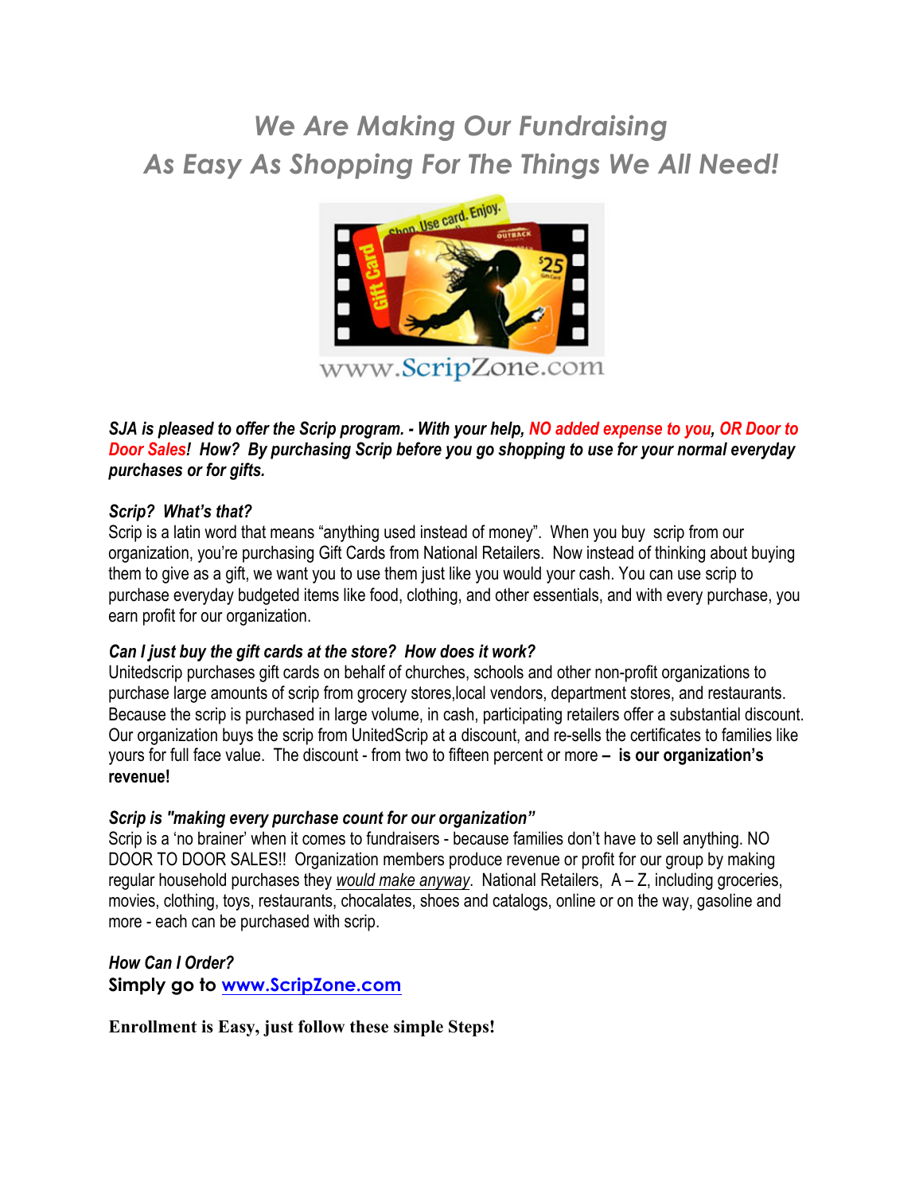# *We Are Making Our Fundraising As Easy As Shopping For The Things We All Need!*

www.ScripZone.com

***SJA is pleased to offer the Scrip program. - With your help, NO added expense to you, OR Door to Door Sales! How? By purchasing Scrip before you go shopping to use for your normal everyday purchases or for gifts.***

### *Scrip? What's that?*

Scrip is a latin word that means "anything used instead of money". When you buy scrip from our organization, you're purchasing Gift Cards from National Retailers. Now instead of thinking about buying them to give as a gift, we want you to use them just like you would your cash. You can use scrip to purchase everyday budgeted items like food, clothing, and other essentials, and with every purchase, you earn profit for our organization.

### *Can I just buy the gift cards at the store? How does it work?*

Unitedscrip purchases gift cards on behalf of churches, schools and other non-profit organizations to purchase large amounts of scrip from grocery stores,local vendors, department stores, and restaurants. Because the scrip is purchased in large volume, in cash, participating retailers offer a substantial discount. Our organization buys the scrip from UnitedScrip at a discount, and re-sells the certificates to families like yours for full face value. The discount - from two to fifteen percent or more **– is our organization's revenue!**

### *Scrip is "making every purchase count for our organization"*

Scrip is a 'no brainer' when it comes to fundraisers - because families don't have to sell anything. NO DOOR TO DOOR SALES!! Organization members produce revenue or profit for our group by making regular household purchases they *would make anyway*. National Retailers, A – Z, including groceries, movies, clothing, toys, restaurants, chocalates, shoes and catalogs, online or on the way, gasoline and more - each can be purchased with scrip.

### *How Can I Order?*

**Simply go to [www.ScripZone.com](http://www.ScripZone.com)**

**Enrollment is Easy, just follow these simple Steps!**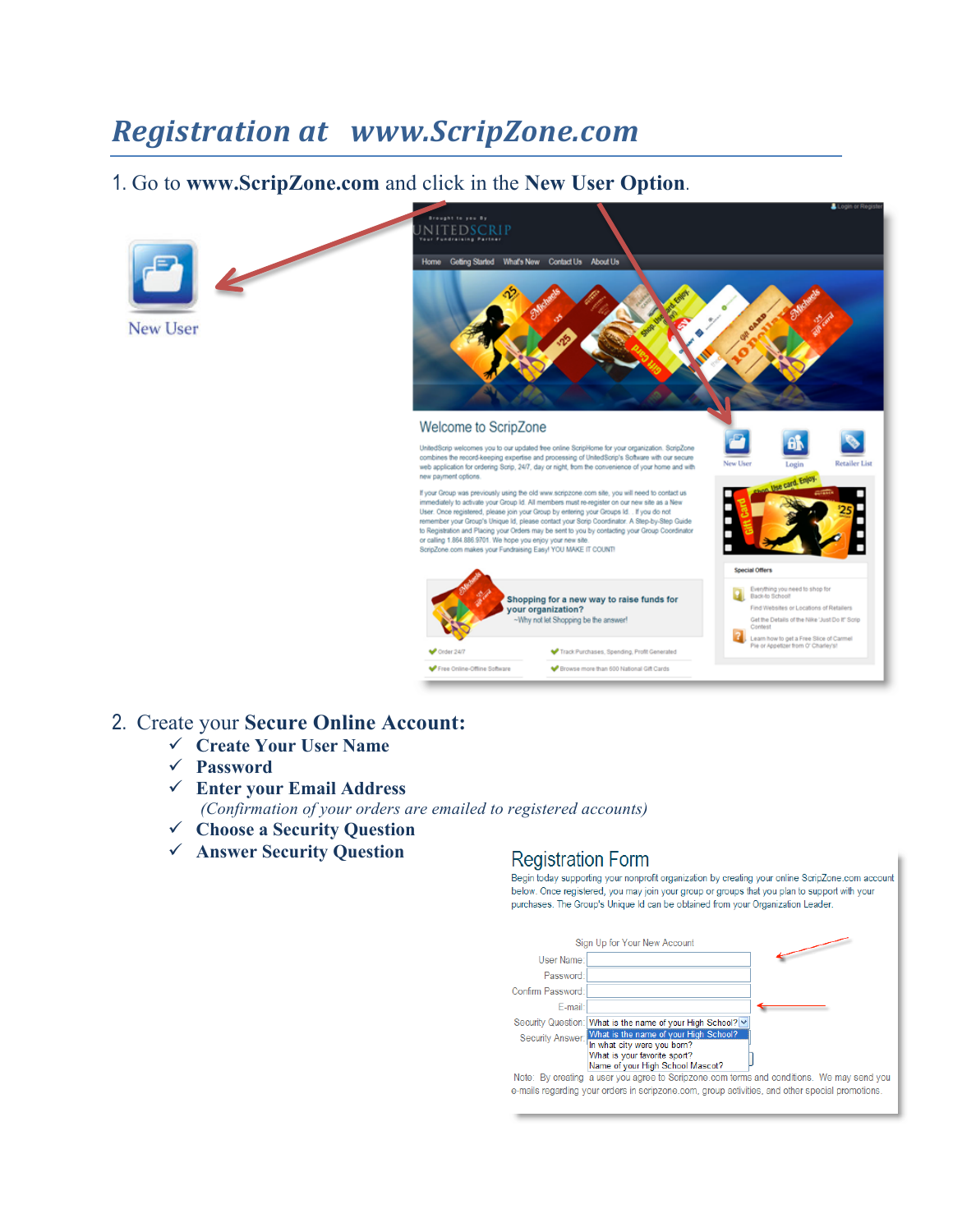# Registration at www.ScripZone.com

1. Go to **www.ScripZone.com** and click in the **New User Option**.

2. Create your **Secure Online Account:**
   - ✓ **Create Your User Name**
   - ✓ **Password**
   - ✓ **Enter your Email Address**
     *(Confirmation of your orders are emailed to registered accounts)*
   - ✓ **Choose a Security Question**
   - ✓ **Answer Security Question**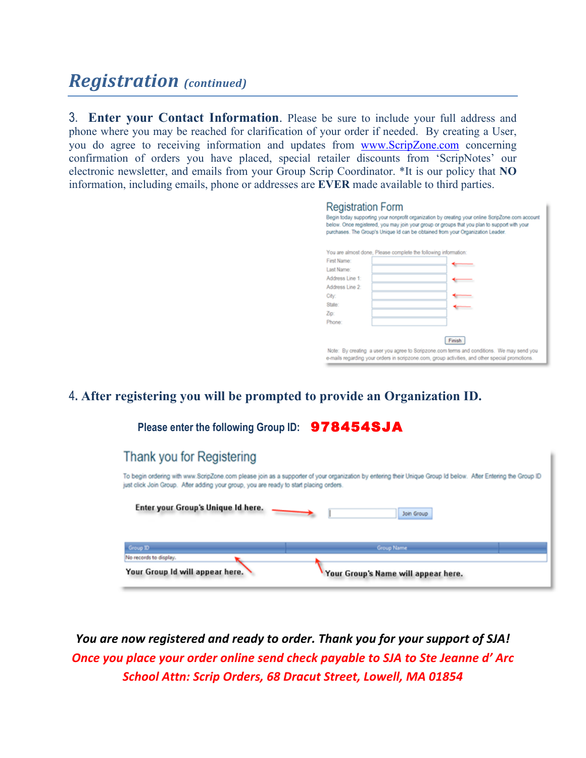## Registration *(continued)*

3. **Enter your Contact Information**. Please be sure to include your full address and phone where you may be reached for clarification of your order if needed. By creating a User, you do agree to receiving information and updates from www.ScripZone.com concerning confirmation of orders you have placed, special retailer discounts from 'ScripNotes' our electronic newsletter, and emails from your Group Scrip Coordinator. *It is our policy that **NO** information, including emails, phone or addresses are **EVER** made available to third parties.

Registration Form

Begin today supporting your nonprofit organization by creating your online ScripZone.com account below. Once registered, you may join your group or groups that you plan to support with your purchases. The Group's Unique Id can be obtained from your Organization Leader.

You are almost done, Please complete the following information:

First Name:
Last Name:
Address Line 1:
Address Line 2:
City:
State:
Zip:
Phone:

Finish

Note: By creating a user you agree to Scripzone.com terms and conditions. We may send you e-mails regarding your orders in scripzone.com, group activities, and other special promotions.

4. **After registering you will be prompted to provide an Organization ID.**

**Please enter the following Group ID: 978454SJA**

Thank you for Registering

To begin ordering with www.ScripZone.com please join as a supporter of your organization by entering their Unique Group Id below. After Entering the Group ID just click Join Group. After adding your group, you are ready to start placing orders.

Enter your Group's Unique Id here. Join Group

| Group ID | Group Name |
|---|---|
| No records to display. | |

Your Group Id will appear here. Your Group's Name will appear here.

***You are now registered and ready to order. Thank you for your support of SJA!***

***Once you place your order online send check payable to SJA to Ste Jeanne d' Arc School Attn: Scrip Orders, 68 Dracut Street, Lowell, MA 01854***